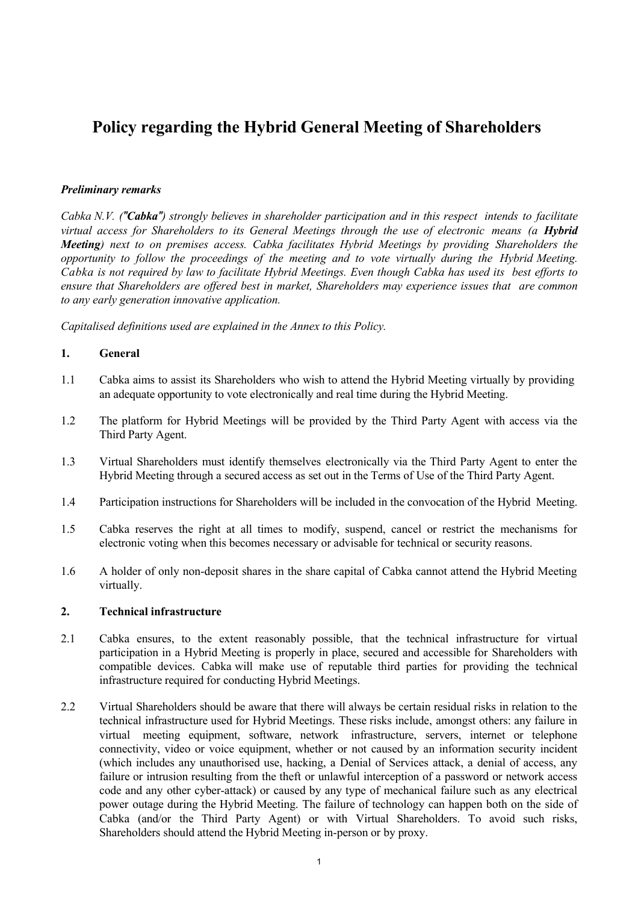# Policy regarding the Hybrid General Meeting of Shareholders

***Preliminary remarks***

*Cabka N.V. (**"Cabka"**) strongly believes in shareholder participation and in this respect intends to facilitate virtual access for Shareholders to its General Meetings through the use of electronic means (a **Hybrid Meeting**) next to on premises access. Cabka facilitates Hybrid Meetings by providing Shareholders the opportunity to follow the proceedings of the meeting and to vote virtually during the Hybrid Meeting. Cabka is not required by law to facilitate Hybrid Meetings. Even though Cabka has used its best efforts to ensure that Shareholders are offered best in market, Shareholders may experience issues that are common to any early generation innovative application.*

*Capitalised definitions used are explained in the Annex to this Policy.*

## 1. General

1.1 Cabka aims to assist its Shareholders who wish to attend the Hybrid Meeting virtually by providing an adequate opportunity to vote electronically and real time during the Hybrid Meeting.

1.2 The platform for Hybrid Meetings will be provided by the Third Party Agent with access via the Third Party Agent.

1.3 Virtual Shareholders must identify themselves electronically via the Third Party Agent to enter the Hybrid Meeting through a secured access as set out in the Terms of Use of the Third Party Agent.

1.4 Participation instructions for Shareholders will be included in the convocation of the Hybrid Meeting.

1.5 Cabka reserves the right at all times to modify, suspend, cancel or restrict the mechanisms for electronic voting when this becomes necessary or advisable for technical or security reasons.

1.6 A holder of only non-deposit shares in the share capital of Cabka cannot attend the Hybrid Meeting virtually.

## 2. Technical infrastructure

2.1 Cabka ensures, to the extent reasonably possible, that the technical infrastructure for virtual participation in a Hybrid Meeting is properly in place, secured and accessible for Shareholders with compatible devices. Cabka will make use of reputable third parties for providing the technical infrastructure required for conducting Hybrid Meetings.

2.2 Virtual Shareholders should be aware that there will always be certain residual risks in relation to the technical infrastructure used for Hybrid Meetings. These risks include, amongst others: any failure in virtual meeting equipment, software, network infrastructure, servers, internet or telephone connectivity, video or voice equipment, whether or not caused by an information security incident (which includes any unauthorised use, hacking, a Denial of Services attack, a denial of access, any failure or intrusion resulting from the theft or unlawful interception of a password or network access code and any other cyber-attack) or caused by any type of mechanical failure such as any electrical power outage during the Hybrid Meeting. The failure of technology can happen both on the side of Cabka (and/or the Third Party Agent) or with Virtual Shareholders. To avoid such risks, Shareholders should attend the Hybrid Meeting in-person or by proxy.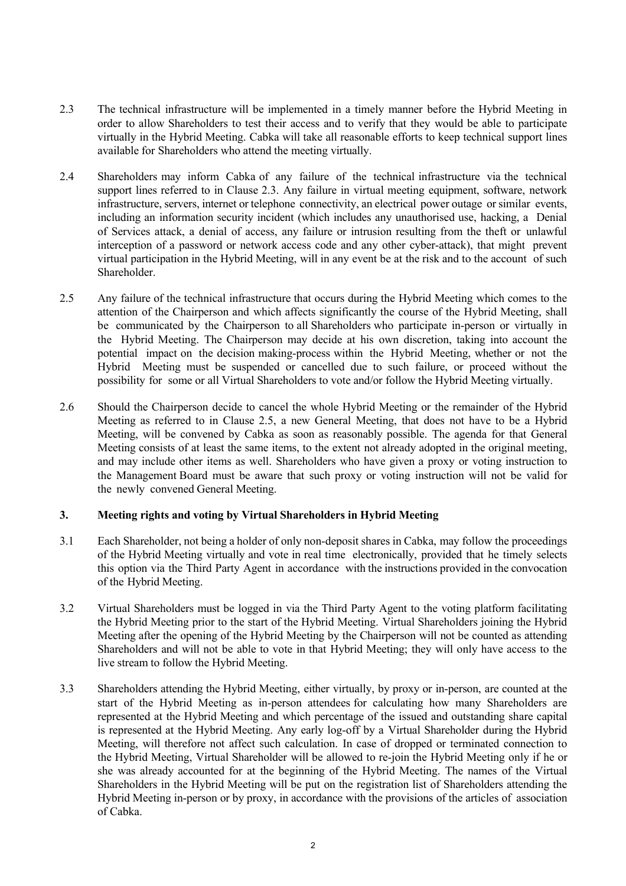2.3 The technical infrastructure will be implemented in a timely manner before the Hybrid Meeting in order to allow Shareholders to test their access and to verify that they would be able to participate virtually in the Hybrid Meeting. Cabka will take all reasonable efforts to keep technical support lines available for Shareholders who attend the meeting virtually.

2.4 Shareholders may inform Cabka of any failure of the technical infrastructure via the technical support lines referred to in Clause 2.3. Any failure in virtual meeting equipment, software, network infrastructure, servers, internet or telephone connectivity, an electrical power outage or similar events, including an information security incident (which includes any unauthorised use, hacking, a Denial of Services attack, a denial of access, any failure or intrusion resulting from the theft or unlawful interception of a password or network access code and any other cyber-attack), that might prevent virtual participation in the Hybrid Meeting, will in any event be at the risk and to the account of such Shareholder.

2.5 Any failure of the technical infrastructure that occurs during the Hybrid Meeting which comes to the attention of the Chairperson and which affects significantly the course of the Hybrid Meeting, shall be communicated by the Chairperson to all Shareholders who participate in-person or virtually in the Hybrid Meeting. The Chairperson may decide at his own discretion, taking into account the potential impact on the decision making-process within the Hybrid Meeting, whether or not the Hybrid Meeting must be suspended or cancelled due to such failure, or proceed without the possibility for some or all Virtual Shareholders to vote and/or follow the Hybrid Meeting virtually.

2.6 Should the Chairperson decide to cancel the whole Hybrid Meeting or the remainder of the Hybrid Meeting as referred to in Clause 2.5, a new General Meeting, that does not have to be a Hybrid Meeting, will be convened by Cabka as soon as reasonably possible. The agenda for that General Meeting consists of at least the same items, to the extent not already adopted in the original meeting, and may include other items as well. Shareholders who have given a proxy or voting instruction to the Management Board must be aware that such proxy or voting instruction will not be valid for the newly convened General Meeting.

### 3. Meeting rights and voting by Virtual Shareholders in Hybrid Meeting

3.1 Each Shareholder, not being a holder of only non-deposit shares in Cabka, may follow the proceedings of the Hybrid Meeting virtually and vote in real time electronically, provided that he timely selects this option via the Third Party Agent in accordance with the instructions provided in the convocation of the Hybrid Meeting.

3.2 Virtual Shareholders must be logged in via the Third Party Agent to the voting platform facilitating the Hybrid Meeting prior to the start of the Hybrid Meeting. Virtual Shareholders joining the Hybrid Meeting after the opening of the Hybrid Meeting by the Chairperson will not be counted as attending Shareholders and will not be able to vote in that Hybrid Meeting; they will only have access to the live stream to follow the Hybrid Meeting.

3.3 Shareholders attending the Hybrid Meeting, either virtually, by proxy or in-person, are counted at the start of the Hybrid Meeting as in-person attendees for calculating how many Shareholders are represented at the Hybrid Meeting and which percentage of the issued and outstanding share capital is represented at the Hybrid Meeting. Any early log-off by a Virtual Shareholder during the Hybrid Meeting, will therefore not affect such calculation. In case of dropped or terminated connection to the Hybrid Meeting, Virtual Shareholder will be allowed to re-join the Hybrid Meeting only if he or she was already accounted for at the beginning of the Hybrid Meeting. The names of the Virtual Shareholders in the Hybrid Meeting will be put on the registration list of Shareholders attending the Hybrid Meeting in-person or by proxy, in accordance with the provisions of the articles of association of Cabka.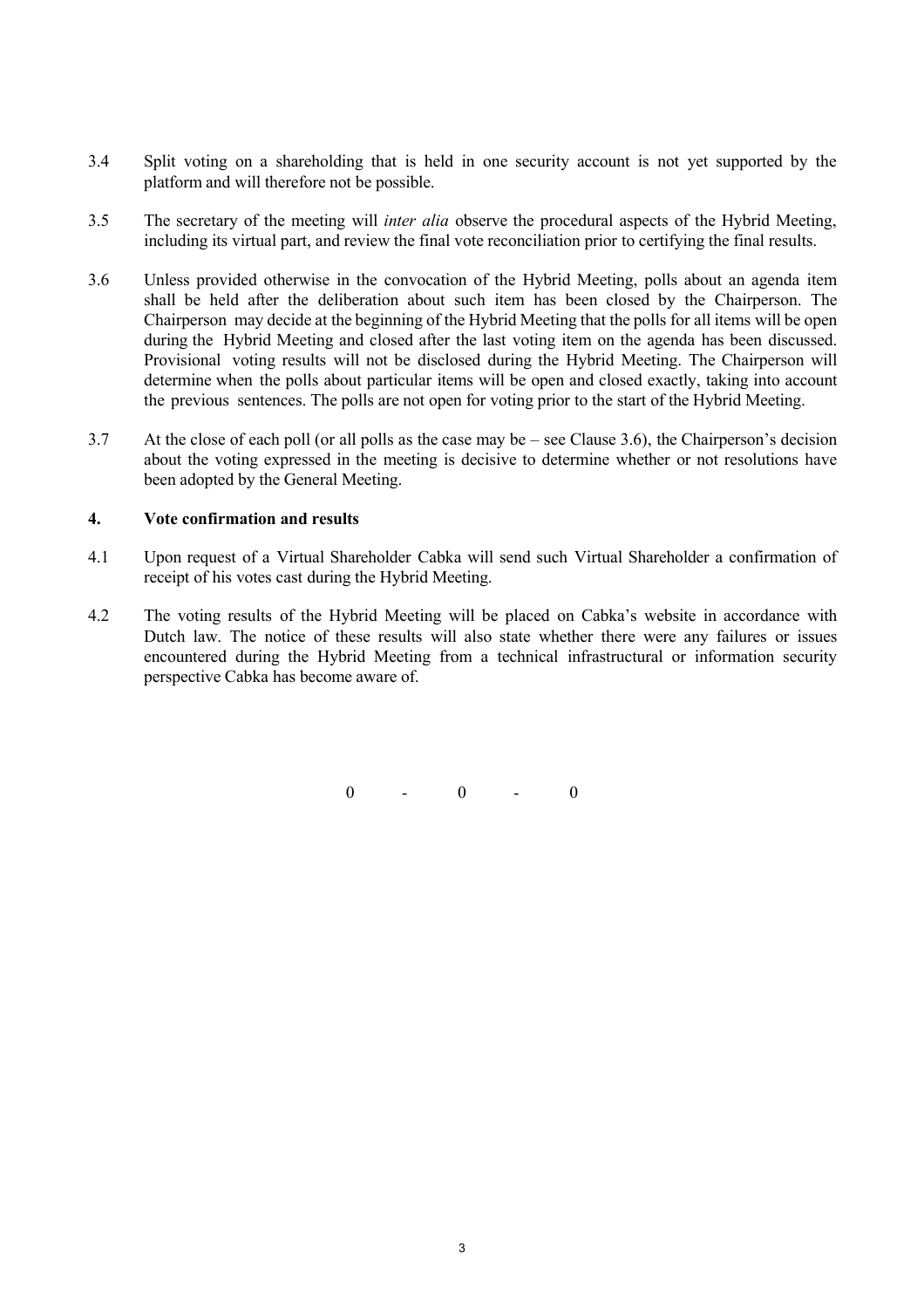3.4 Split voting on a shareholding that is held in one security account is not yet supported by the platform and will therefore not be possible.

3.5 The secretary of the meeting will *inter alia* observe the procedural aspects of the Hybrid Meeting, including its virtual part, and review the final vote reconciliation prior to certifying the final results.

3.6 Unless provided otherwise in the convocation of the Hybrid Meeting, polls about an agenda item shall be held after the deliberation about such item has been closed by the Chairperson. The Chairperson may decide at the beginning of the Hybrid Meeting that the polls for all items will be open during the Hybrid Meeting and closed after the last voting item on the agenda has been discussed. Provisional voting results will not be disclosed during the Hybrid Meeting. The Chairperson will determine when the polls about particular items will be open and closed exactly, taking into account the previous sentences. The polls are not open for voting prior to the start of the Hybrid Meeting.

3.7 At the close of each poll (or all polls as the case may be – see Clause 3.6), the Chairperson's decision about the voting expressed in the meeting is decisive to determine whether or not resolutions have been adopted by the General Meeting.

### 4. Vote confirmation and results

4.1 Upon request of a Virtual Shareholder Cabka will send such Virtual Shareholder a confirmation of receipt of his votes cast during the Hybrid Meeting.

4.2 The voting results of the Hybrid Meeting will be placed on Cabka's website in accordance with Dutch law. The notice of these results will also state whether there were any failures or issues encountered during the Hybrid Meeting from a technical infrastructural or information security perspective Cabka has become aware of.

0 - 0 - 0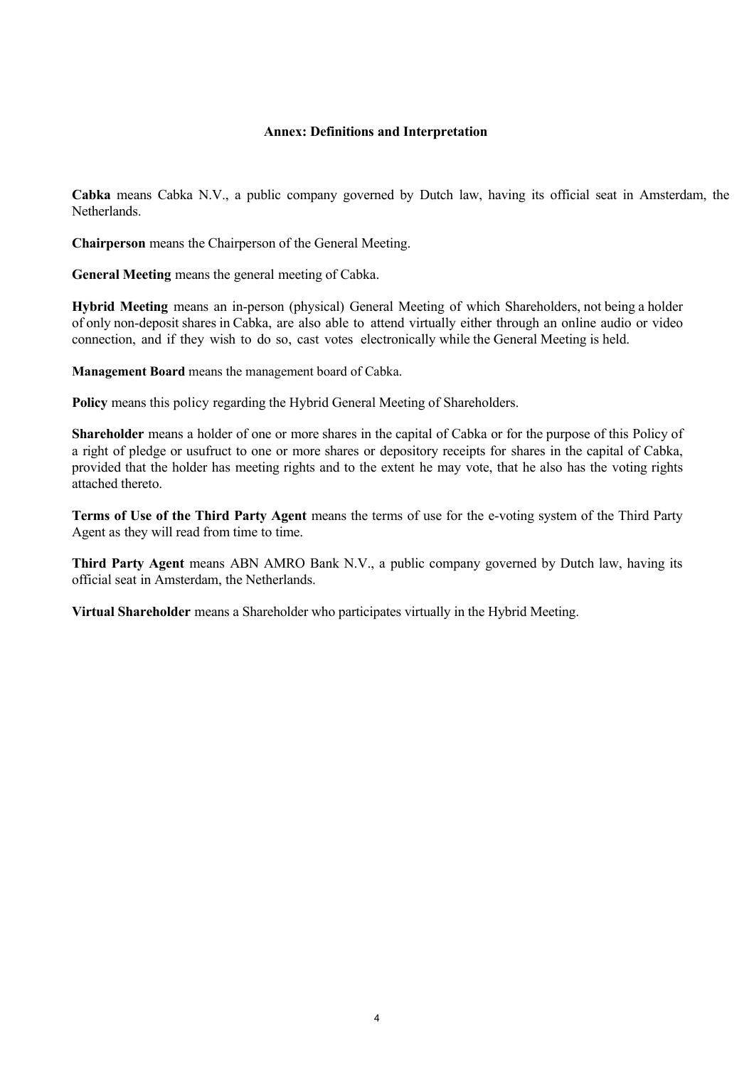## Annex: Definitions and Interpretation

**Cabka** means Cabka N.V., a public company governed by Dutch law, having its official seat in Amsterdam, the Netherlands.

**Chairperson** means the Chairperson of the General Meeting.

**General Meeting** means the general meeting of Cabka.

**Hybrid Meeting** means an in-person (physical) General Meeting of which Shareholders, not being a holder of only non-deposit shares in Cabka, are also able to attend virtually either through an online audio or video connection, and if they wish to do so, cast votes electronically while the General Meeting is held.

**Management Board** means the management board of Cabka.

**Policy** means this policy regarding the Hybrid General Meeting of Shareholders.

**Shareholder** means a holder of one or more shares in the capital of Cabka or for the purpose of this Policy of a right of pledge or usufruct to one or more shares or depository receipts for shares in the capital of Cabka, provided that the holder has meeting rights and to the extent he may vote, that he also has the voting rights attached thereto.

**Terms of Use of the Third Party Agent** means the terms of use for the e-voting system of the Third Party Agent as they will read from time to time.

**Third Party Agent** means ABN AMRO Bank N.V., a public company governed by Dutch law, having its official seat in Amsterdam, the Netherlands.

**Virtual Shareholder** means a Shareholder who participates virtually in the Hybrid Meeting.